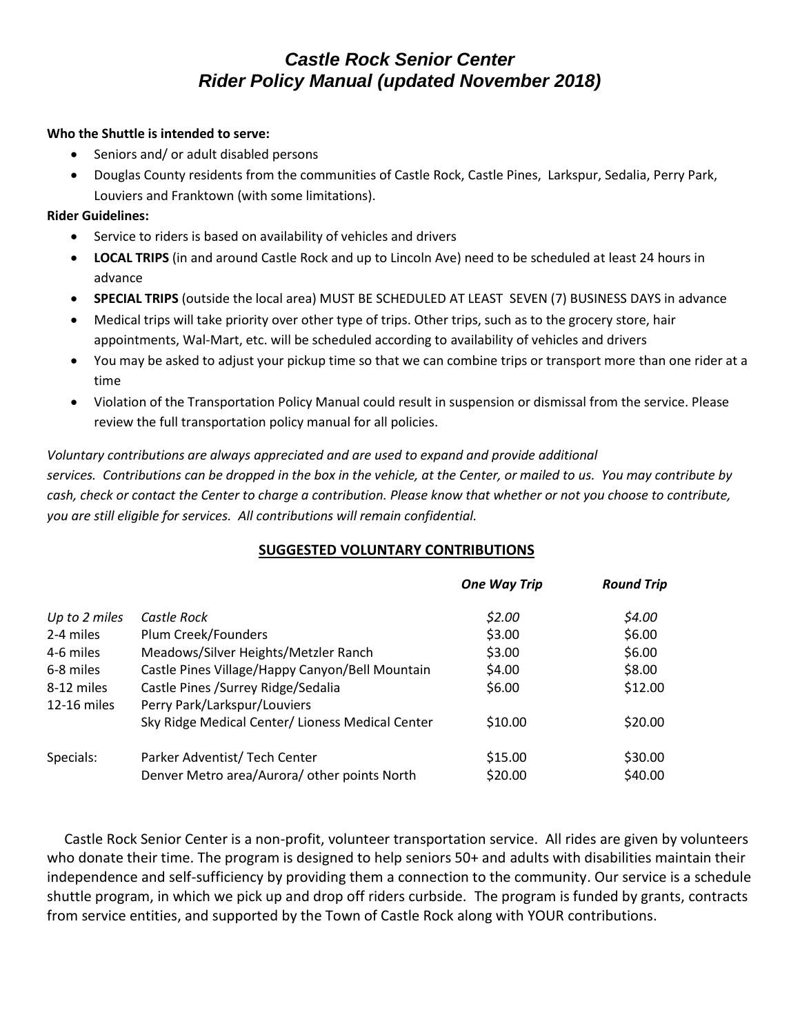# *Castle Rock Senior Center*
# *Rider Policy Manual (updated November 2018)*

**Who the Shuttle is intended to serve:**

- Seniors and/ or adult disabled persons
- Douglas County residents from the communities of Castle Rock, Castle Pines, Larkspur, Sedalia, Perry Park, Louviers and Franktown (with some limitations).

**Rider Guidelines:**

- Service to riders is based on availability of vehicles and drivers
- **LOCAL TRIPS** (in and around Castle Rock and up to Lincoln Ave) need to be scheduled at least 24 hours in advance
- **SPECIAL TRIPS** (outside the local area) MUST BE SCHEDULED AT LEAST SEVEN (7) BUSINESS DAYS in advance
- Medical trips will take priority over other type of trips. Other trips, such as to the grocery store, hair appointments, Wal-Mart, etc. will be scheduled according to availability of vehicles and drivers
- You may be asked to adjust your pickup time so that we can combine trips or transport more than one rider at a time
- Violation of the Transportation Policy Manual could result in suspension or dismissal from the service. Please review the full transportation policy manual for all policies.

*Voluntary contributions are always appreciated and are used to expand and provide additional services. Contributions can be dropped in the box in the vehicle, at the Center, or mailed to us. You may contribute by cash, check or contact the Center to charge a contribution. Please know that whether or not you choose to contribute, you are still eligible for services. All contributions will remain confidential.*

**SUGGESTED VOLUNTARY CONTRIBUTIONS**

| | | ***One Way Trip*** | ***Round Trip*** |
|---|---|---|---|
| *Up to 2 miles* | *Castle Rock* | *$2.00* | *$4.00* |
| 2-4 miles | Plum Creek/Founders | $3.00 | $6.00 |
| 4-6 miles | Meadows/Silver Heights/Metzler Ranch | $3.00 | $6.00 |
| 6-8 miles | Castle Pines Village/Happy Canyon/Bell Mountain | $4.00 | $8.00 |
| 8-12 miles | Castle Pines /Surrey Ridge/Sedalia | $6.00 | $12.00 |
| 12-16 miles | Perry Park/Larkspur/Louviers<br>Sky Ridge Medical Center/ Lioness Medical Center | $10.00 | $20.00 |
| Specials: | Parker Adventist/ Tech Center | $15.00 | $30.00 |
| | Denver Metro area/Aurora/ other points North | $20.00 | $40.00 |

Castle Rock Senior Center is a non-profit, volunteer transportation service. All rides are given by volunteers who donate their time. The program is designed to help seniors 50+ and adults with disabilities maintain their independence and self-sufficiency by providing them a connection to the community. Our service is a schedule shuttle program, in which we pick up and drop off riders curbside. The program is funded by grants, contracts from service entities, and supported by the Town of Castle Rock along with YOUR contributions.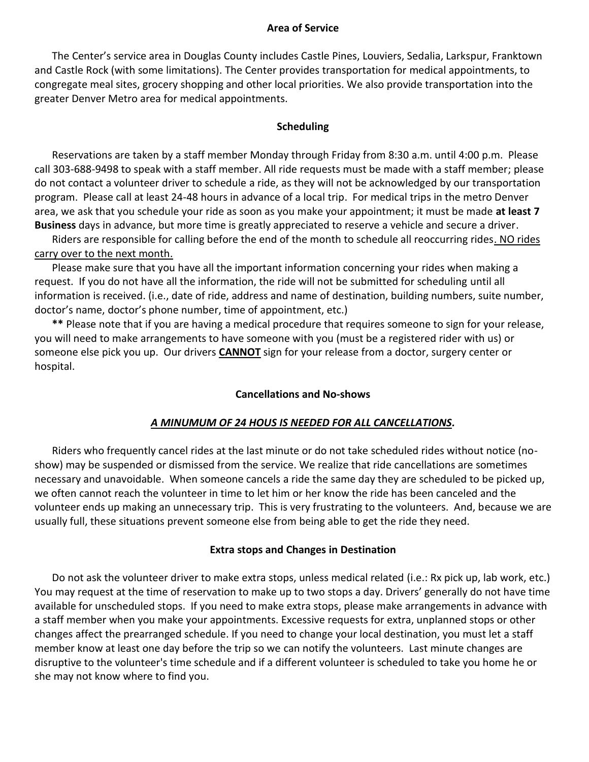## Area of Service

The Center's service area in Douglas County includes Castle Pines, Louviers, Sedalia, Larkspur, Franktown and Castle Rock (with some limitations). The Center provides transportation for medical appointments, to congregate meal sites, grocery shopping and other local priorities. We also provide transportation into the greater Denver Metro area for medical appointments.

## Scheduling

Reservations are taken by a staff member Monday through Friday from 8:30 a.m. until 4:00 p.m. Please call 303-688-9498 to speak with a staff member. All ride requests must be made with a staff member; please do not contact a volunteer driver to schedule a ride, as they will not be acknowledged by our transportation program. Please call at least 24-48 hours in advance of a local trip. For medical trips in the metro Denver area, we ask that you schedule your ride as soon as you make your appointment; it must be made **at least 7 Business** days in advance, but more time is greatly appreciated to reserve a vehicle and secure a driver.

Riders are responsible for calling before the end of the month to schedule all reoccurring rides<u>. NO rides carry over to the next month.</u>

Please make sure that you have all the important information concerning your rides when making a request. If you do not have all the information, the ride will not be submitted for scheduling until all information is received. (i.e., date of ride, address and name of destination, building numbers, suite number, doctor's name, doctor's phone number, time of appointment, etc.)

**\*\*** Please note that if you are having a medical procedure that requires someone to sign for your release, you will need to make arrangements to have someone with you (must be a registered rider with us) or someone else pick you up. Our drivers **<u>CANNOT</u>** sign for your release from a doctor, surgery center or hospital.

## Cancellations and No-shows

***<u>A MINUMUM OF 24 HOUS IS NEEDED FOR ALL CANCELLATIONS</u>.***

Riders who frequently cancel rides at the last minute or do not take scheduled rides without notice (no-show) may be suspended or dismissed from the service. We realize that ride cancellations are sometimes necessary and unavoidable. When someone cancels a ride the same day they are scheduled to be picked up, we often cannot reach the volunteer in time to let him or her know the ride has been canceled and the volunteer ends up making an unnecessary trip. This is very frustrating to the volunteers. And, because we are usually full, these situations prevent someone else from being able to get the ride they need.

## Extra stops and Changes in Destination

Do not ask the volunteer driver to make extra stops, unless medical related (i.e.: Rx pick up, lab work, etc.) You may request at the time of reservation to make up to two stops a day. Drivers' generally do not have time available for unscheduled stops. If you need to make extra stops, please make arrangements in advance with a staff member when you make your appointments. Excessive requests for extra, unplanned stops or other changes affect the prearranged schedule. If you need to change your local destination, you must let a staff member know at least one day before the trip so we can notify the volunteers. Last minute changes are disruptive to the volunteer's time schedule and if a different volunteer is scheduled to take you home he or she may not know where to find you.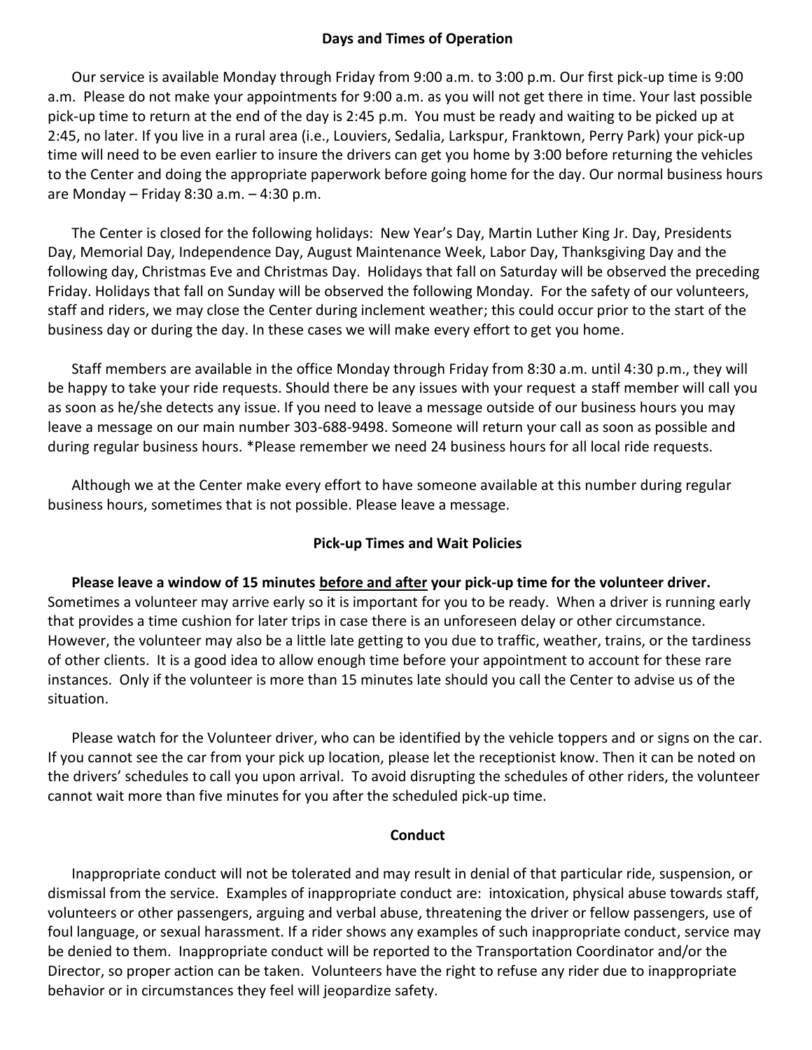## Days and Times of Operation

Our service is available Monday through Friday from 9:00 a.m. to 3:00 p.m. Our first pick-up time is 9:00 a.m. Please do not make your appointments for 9:00 a.m. as you will not get there in time. Your last possible pick-up time to return at the end of the day is 2:45 p.m. You must be ready and waiting to be picked up at 2:45, no later. If you live in a rural area (i.e., Louviers, Sedalia, Larkspur, Franktown, Perry Park) your pick-up time will need to be even earlier to insure the drivers can get you home by 3:00 before returning the vehicles to the Center and doing the appropriate paperwork before going home for the day. Our normal business hours are Monday – Friday 8:30 a.m. – 4:30 p.m.

The Center is closed for the following holidays: New Year's Day, Martin Luther King Jr. Day, Presidents Day, Memorial Day, Independence Day, August Maintenance Week, Labor Day, Thanksgiving Day and the following day, Christmas Eve and Christmas Day. Holidays that fall on Saturday will be observed the preceding Friday. Holidays that fall on Sunday will be observed the following Monday. For the safety of our volunteers, staff and riders, we may close the Center during inclement weather; this could occur prior to the start of the business day or during the day. In these cases we will make every effort to get you home.

Staff members are available in the office Monday through Friday from 8:30 a.m. until 4:30 p.m., they will be happy to take your ride requests. Should there be any issues with your request a staff member will call you as soon as he/she detects any issue. If you need to leave a message outside of our business hours you may leave a message on our main number 303-688-9498. Someone will return your call as soon as possible and during regular business hours. *Please remember we need 24 business hours for all local ride requests.

Although we at the Center make every effort to have someone available at this number during regular business hours, sometimes that is not possible. Please leave a message.

## Pick-up Times and Wait Policies

**Please leave a window of 15 minutes <u>before and after</u> your pick-up time for the volunteer driver.** Sometimes a volunteer may arrive early so it is important for you to be ready. When a driver is running early that provides a time cushion for later trips in case there is an unforeseen delay or other circumstance. However, the volunteer may also be a little late getting to you due to traffic, weather, trains, or the tardiness of other clients. It is a good idea to allow enough time before your appointment to account for these rare instances. Only if the volunteer is more than 15 minutes late should you call the Center to advise us of the situation.

Please watch for the Volunteer driver, who can be identified by the vehicle toppers and or signs on the car. If you cannot see the car from your pick up location, please let the receptionist know. Then it can be noted on the drivers' schedules to call you upon arrival. To avoid disrupting the schedules of other riders, the volunteer cannot wait more than five minutes for you after the scheduled pick-up time.

## Conduct

Inappropriate conduct will not be tolerated and may result in denial of that particular ride, suspension, or dismissal from the service. Examples of inappropriate conduct are: intoxication, physical abuse towards staff, volunteers or other passengers, arguing and verbal abuse, threatening the driver or fellow passengers, use of foul language, or sexual harassment. If a rider shows any examples of such inappropriate conduct, service may be denied to them. Inappropriate conduct will be reported to the Transportation Coordinator and/or the Director, so proper action can be taken. Volunteers have the right to refuse any rider due to inappropriate behavior or in circumstances they feel will jeopardize safety.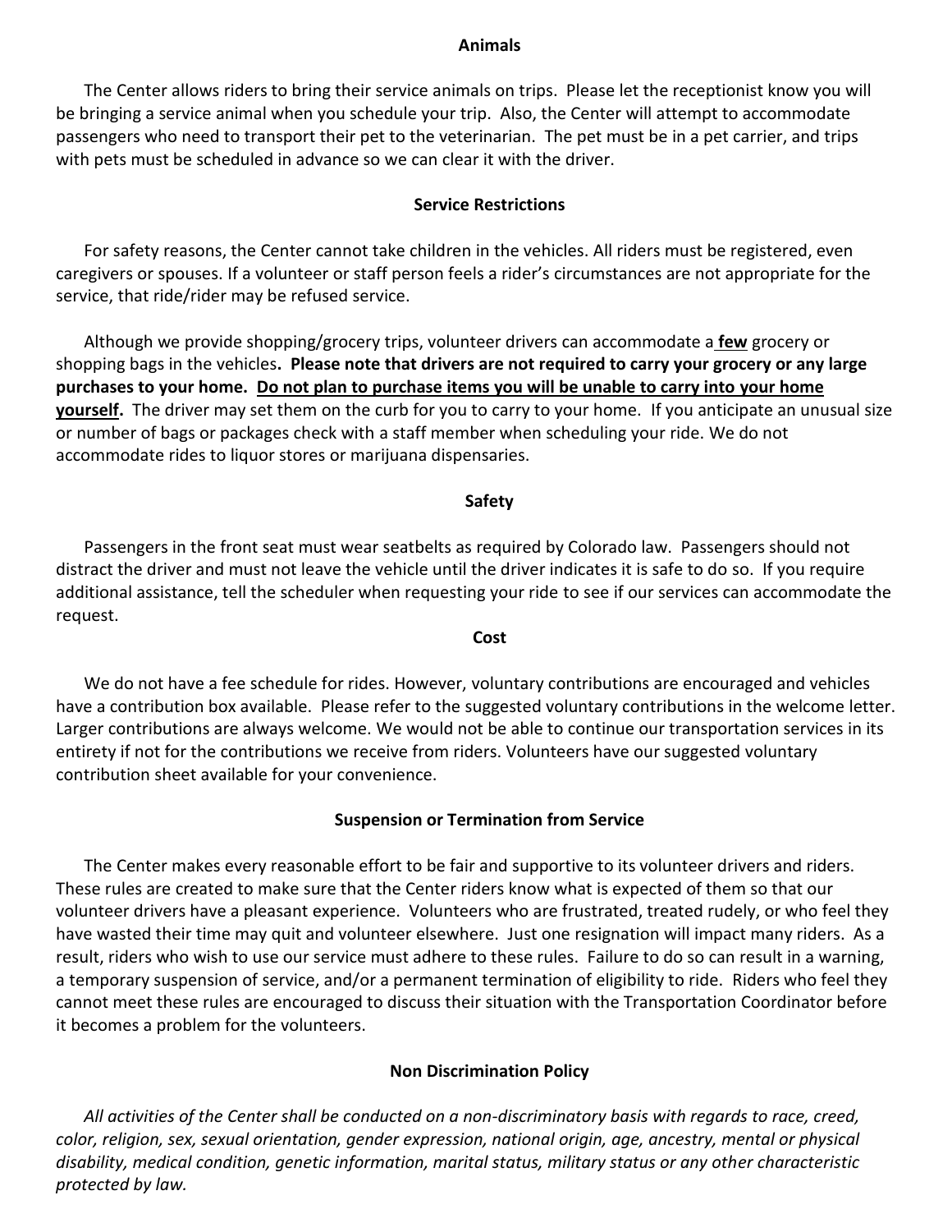## Animals

The Center allows riders to bring their service animals on trips. Please let the receptionist know you will be bringing a service animal when you schedule your trip. Also, the Center will attempt to accommodate passengers who need to transport their pet to the veterinarian. The pet must be in a pet carrier, and trips with pets must be scheduled in advance so we can clear it with the driver.

## Service Restrictions

For safety reasons, the Center cannot take children in the vehicles. All riders must be registered, even caregivers or spouses. If a volunteer or staff person feels a rider's circumstances are not appropriate for the service, that ride/rider may be refused service.

Although we provide shopping/grocery trips, volunteer drivers can accommodate a <u>**few**</u> grocery or shopping bags in the vehicles**. Please note that drivers are not required to carry your grocery or any large purchases to your home. <u>Do not plan to purchase items you will be unable to carry into your home yourself</u>.** The driver may set them on the curb for you to carry to your home. If you anticipate an unusual size or number of bags or packages check with a staff member when scheduling your ride. We do not accommodate rides to liquor stores or marijuana dispensaries.

## Safety

Passengers in the front seat must wear seatbelts as required by Colorado law. Passengers should not distract the driver and must not leave the vehicle until the driver indicates it is safe to do so. If you require additional assistance, tell the scheduler when requesting your ride to see if our services can accommodate the request.

## Cost

We do not have a fee schedule for rides. However, voluntary contributions are encouraged and vehicles have a contribution box available. Please refer to the suggested voluntary contributions in the welcome letter. Larger contributions are always welcome. We would not be able to continue our transportation services in its entirety if not for the contributions we receive from riders. Volunteers have our suggested voluntary contribution sheet available for your convenience.

## Suspension or Termination from Service

The Center makes every reasonable effort to be fair and supportive to its volunteer drivers and riders. These rules are created to make sure that the Center riders know what is expected of them so that our volunteer drivers have a pleasant experience. Volunteers who are frustrated, treated rudely, or who feel they have wasted their time may quit and volunteer elsewhere. Just one resignation will impact many riders. As a result, riders who wish to use our service must adhere to these rules. Failure to do so can result in a warning, a temporary suspension of service, and/or a permanent termination of eligibility to ride. Riders who feel they cannot meet these rules are encouraged to discuss their situation with the Transportation Coordinator before it becomes a problem for the volunteers.

## Non Discrimination Policy

*All activities of the Center shall be conducted on a non-discriminatory basis with regards to race, creed, color, religion, sex, sexual orientation, gender expression, national origin, age, ancestry, mental or physical disability, medical condition, genetic information, marital status, military status or any other characteristic protected by law.*